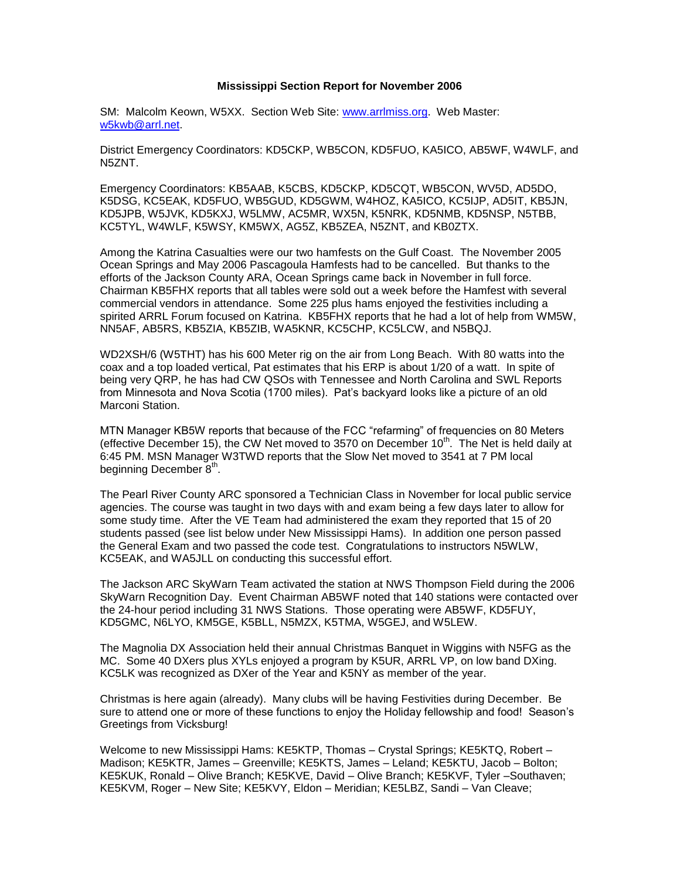**Mississippi Section Report for November 2006**

SM: Malcolm Keown, W5XX. Section Web Site: www.arrlmiss.org. Web Master: w5kwb@arrl.net.

District Emergency Coordinators: KD5CKP, WB5CON, KD5FUO, KA5ICO, AB5WF, W4WLF, and N5ZNT.

Emergency Coordinators: KB5AAB, K5CBS, KD5CKP, KD5CQT, WB5CON, WV5D, AD5DO, K5DSG, KC5EAK, KD5FUO, WB5GUD, KD5GWM, W4HOZ, KA5ICO, KC5IJP, AD5IT, KB5JN, KD5JPB, W5JVK, KD5KXJ, W5LMW, AC5MR, WX5N, K5NRK, KD5NMB, KD5NSP, N5TBB, KC5TYL, W4WLF, K5WSY, KM5WX, AG5Z, KB5ZEA, N5ZNT, and KB0ZTX.

Among the Katrina Casualties were our two hamfests on the Gulf Coast. The November 2005 Ocean Springs and May 2006 Pascagoula Hamfests had to be cancelled. But thanks to the efforts of the Jackson County ARA, Ocean Springs came back in November in full force. Chairman KB5FHX reports that all tables were sold out a week before the Hamfest with several commercial vendors in attendance. Some 225 plus hams enjoyed the festivities including a spirited ARRL Forum focused on Katrina. KB5FHX reports that he had a lot of help from WM5W, NN5AF, AB5RS, KB5ZIA, KB5ZIB, WA5KNR, KC5CHP, KC5LCW, and N5BQJ.

WD2XSH/6 (W5THT) has his 600 Meter rig on the air from Long Beach. With 80 watts into the coax and a top loaded vertical, Pat estimates that his ERP is about 1/20 of a watt. In spite of being very QRP, he has had CW QSOs with Tennessee and North Carolina and SWL Reports from Minnesota and Nova Scotia (1700 miles). Pat's backyard looks like a picture of an old Marconi Station.

MTN Manager KB5W reports that because of the FCC "refarming" of frequencies on 80 Meters (effective December 15), the CW Net moved to 3570 on December 10th. The Net is held daily at 6:45 PM. MSN Manager W3TWD reports that the Slow Net moved to 3541 at 7 PM local beginning December 8th.

The Pearl River County ARC sponsored a Technician Class in November for local public service agencies. The course was taught in two days with and exam being a few days later to allow for some study time. After the VE Team had administered the exam they reported that 15 of 20 students passed (see list below under New Mississippi Hams). In addition one person passed the General Exam and two passed the code test. Congratulations to instructors N5WLW, KC5EAK, and WA5JLL on conducting this successful effort.

The Jackson ARC SkyWarn Team activated the station at NWS Thompson Field during the 2006 SkyWarn Recognition Day. Event Chairman AB5WF noted that 140 stations were contacted over the 24-hour period including 31 NWS Stations. Those operating were AB5WF, KD5FUY, KD5GMC, N6LYO, KM5GE, K5BLL, N5MZX, K5TMA, W5GEJ, and W5LEW.

The Magnolia DX Association held their annual Christmas Banquet in Wiggins with N5FG as the MC. Some 40 DXers plus XYLs enjoyed a program by K5UR, ARRL VP, on low band DXing. KC5LK was recognized as DXer of the Year and K5NY as member of the year.

Christmas is here again (already). Many clubs will be having Festivities during December. Be sure to attend one or more of these functions to enjoy the Holiday fellowship and food! Season's Greetings from Vicksburg!

Welcome to new Mississippi Hams: KE5KTP, Thomas – Crystal Springs; KE5KTQ, Robert – Madison; KE5KTR, James – Greenville; KE5KTS, James – Leland; KE5KTU, Jacob – Bolton; KE5KUK, Ronald – Olive Branch; KE5KVE, David – Olive Branch; KE5KVF, Tyler –Southaven; KE5KVM, Roger – New Site; KE5KVY, Eldon – Meridian; KE5LBZ, Sandi – Van Cleave;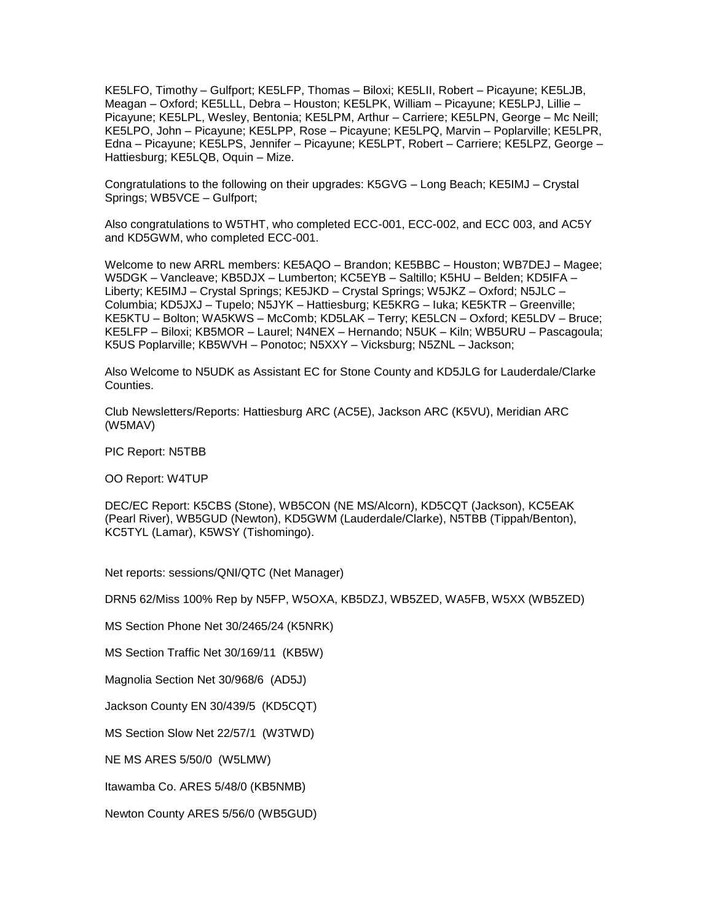KE5LFO, Timothy – Gulfport; KE5LFP, Thomas – Biloxi; KE5LII, Robert – Picayune; KE5LJB, Meagan – Oxford; KE5LLL, Debra – Houston; KE5LPK, William – Picayune; KE5LPJ, Lillie – Picayune; KE5LPL, Wesley, Bentonia; KE5LPM, Arthur – Carriere; KE5LPN, George – Mc Neill; KE5LPO, John – Picayune; KE5LPP, Rose – Picayune; KE5LPQ, Marvin – Poplarville; KE5LPR, Edna – Picayune; KE5LPS, Jennifer – Picayune; KE5LPT, Robert – Carriere; KE5LPZ, George – Hattiesburg; KE5LQB, Oquin – Mize.

Congratulations to the following on their upgrades: K5GVG – Long Beach; KE5IMJ – Crystal Springs; WB5VCE – Gulfport;

Also congratulations to W5THT, who completed ECC-001, ECC-002, and ECC 003, and AC5Y and KD5GWM, who completed ECC-001.

Welcome to new ARRL members: KE5AQO – Brandon; KE5BBC – Houston; WB7DEJ – Magee; W5DGK – Vancleave; KB5DJX – Lumberton; KC5EYB – Saltillo; K5HU – Belden; KD5IFA – Liberty; KE5IMJ – Crystal Springs; KE5JKD – Crystal Springs; W5JKZ – Oxford; N5JLC – Columbia; KD5JXJ – Tupelo; N5JYK – Hattiesburg; KE5KRG – Iuka; KE5KTR – Greenville; KE5KTU – Bolton; WA5KWS – McComb; KD5LAK – Terry; KE5LCN – Oxford; KE5LDV – Bruce; KE5LFP – Biloxi; KB5MOR – Laurel; N4NEX – Hernando; N5UK – Kiln; WB5URU – Pascagoula; K5US Poplarville; KB5WVH – Ponotoc; N5XXY – Vicksburg; N5ZNL – Jackson;

Also Welcome to N5UDK as Assistant EC for Stone County and KD5JLG for Lauderdale/Clarke Counties.

Club Newsletters/Reports: Hattiesburg ARC (AC5E), Jackson ARC (K5VU), Meridian ARC (W5MAV)

PIC Report: N5TBB

OO Report: W4TUP

DEC/EC Report: K5CBS (Stone), WB5CON (NE MS/Alcorn), KD5CQT (Jackson), KC5EAK (Pearl River), WB5GUD (Newton), KD5GWM (Lauderdale/Clarke), N5TBB (Tippah/Benton), KC5TYL (Lamar), K5WSY (Tishomingo).

Net reports: sessions/QNI/QTC (Net Manager)

DRN5 62/Miss 100% Rep by N5FP, W5OXA, KB5DZJ, WB5ZED, WA5FB, W5XX (WB5ZED)

MS Section Phone Net 30/2465/24 (K5NRK)

MS Section Traffic Net 30/169/11 (KB5W)

Magnolia Section Net 30/968/6 (AD5J)

Jackson County EN 30/439/5 (KD5CQT)

MS Section Slow Net 22/57/1 (W3TWD)

NE MS ARES 5/50/0 (W5LMW)

Itawamba Co. ARES 5/48/0 (KB5NMB)

Newton County ARES 5/56/0 (WB5GUD)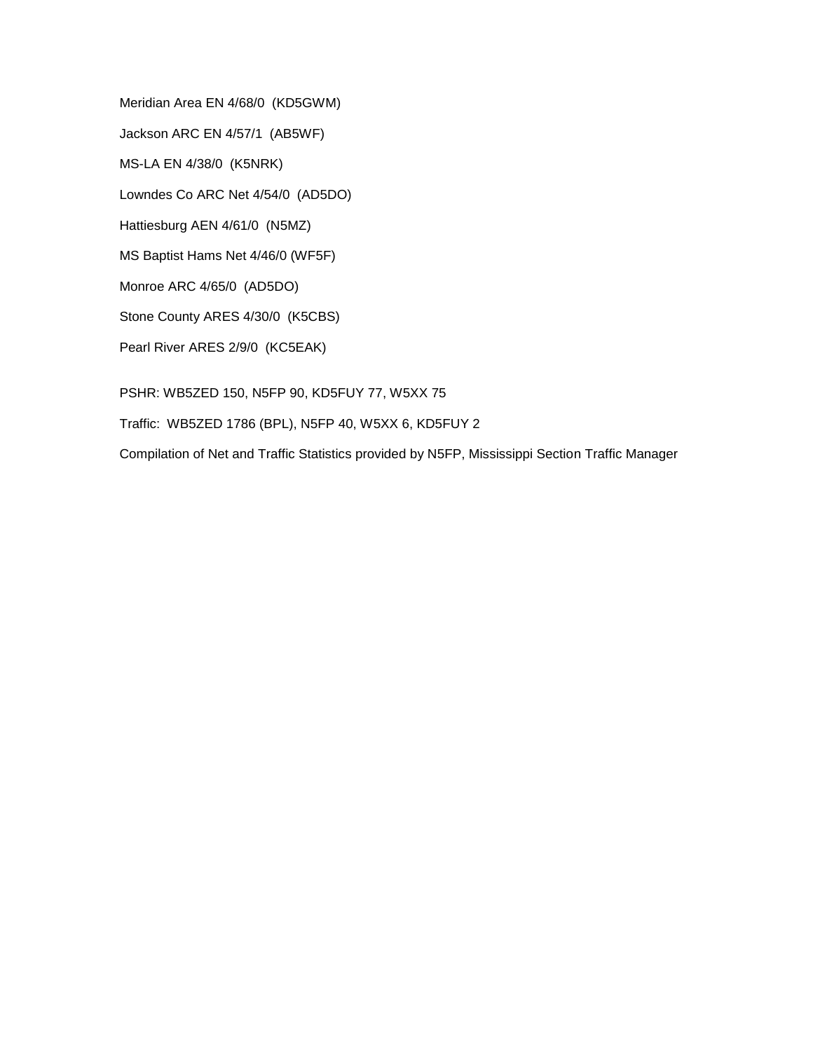Meridian Area EN 4/68/0  (KD5GWM)

Jackson ARC EN 4/57/1  (AB5WF)

MS-LA EN 4/38/0  (K5NRK)

Lowndes Co ARC Net 4/54/0  (AD5DO)

Hattiesburg AEN 4/61/0  (N5MZ)

MS Baptist Hams Net 4/46/0 (WF5F)

Monroe ARC 4/65/0  (AD5DO)

Stone County ARES 4/30/0  (K5CBS)

Pearl River ARES 2/9/0  (KC5EAK)

PSHR: WB5ZED 150, N5FP 90, KD5FUY 77, W5XX 75

Traffic:  WB5ZED 1786 (BPL), N5FP 40, W5XX 6, KD5FUY 2

Compilation of Net and Traffic Statistics provided by N5FP, Mississippi Section Traffic Manager